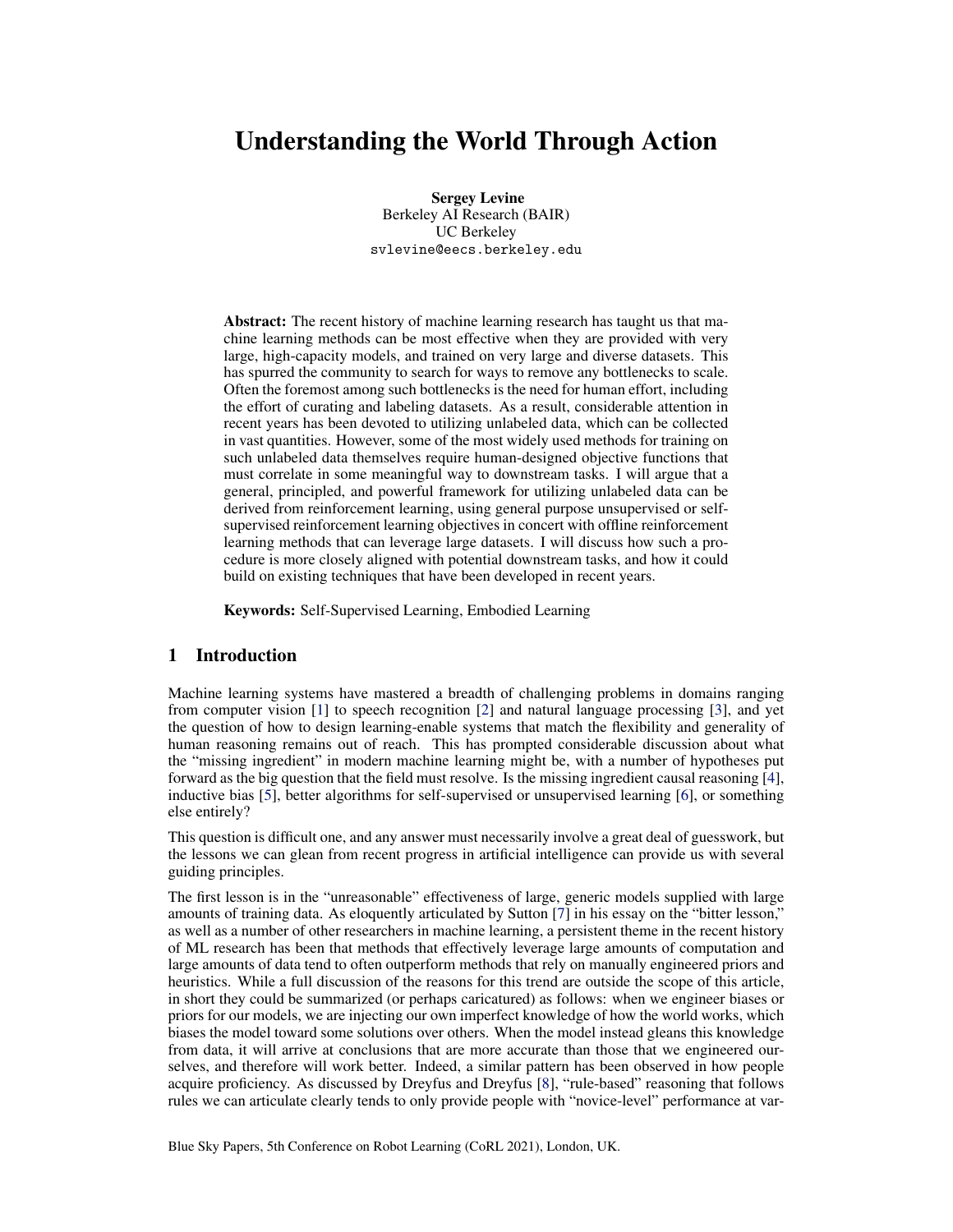# Understanding the World Through Action

**Sergey Levine**
Berkeley AI Research (BAIR)
UC Berkeley
svlevine@eecs.berkeley.edu

**Abstract:** The recent history of machine learning research has taught us that machine learning methods can be most effective when they are provided with very large, high-capacity models, and trained on very large and diverse datasets. This has spurred the community to search for ways to remove any bottlenecks to scale. Often the foremost among such bottlenecks is the need for human effort, including the effort of curating and labeling datasets. As a result, considerable attention in recent years has been devoted to utilizing unlabeled data, which can be collected in vast quantities. However, some of the most widely used methods for training on such unlabeled data themselves require human-designed objective functions that must correlate in some meaningful way to downstream tasks. I will argue that a general, principled, and powerful framework for utilizing unlabeled data can be derived from reinforcement learning, using general purpose unsupervised or self-supervised reinforcement learning objectives in concert with offline reinforcement learning methods that can leverage large datasets. I will discuss how such a procedure is more closely aligned with potential downstream tasks, and how it could build on existing techniques that have been developed in recent years.

**Keywords:** Self-Supervised Learning, Embodied Learning

## 1 Introduction

Machine learning systems have mastered a breadth of challenging problems in domains ranging from computer vision [1] to speech recognition [2] and natural language processing [3], and yet the question of how to design learning-enable systems that match the flexibility and generality of human reasoning remains out of reach. This has prompted considerable discussion about what the "missing ingredient" in modern machine learning might be, with a number of hypotheses put forward as the big question that the field must resolve. Is the missing ingredient causal reasoning [4], inductive bias [5], better algorithms for self-supervised or unsupervised learning [6], or something else entirely?

This question is difficult one, and any answer must necessarily involve a great deal of guesswork, but the lessons we can glean from recent progress in artificial intelligence can provide us with several guiding principles.

The first lesson is in the "unreasonable" effectiveness of large, generic models supplied with large amounts of training data. As eloquently articulated by Sutton [7] in his essay on the "bitter lesson," as well as a number of other researchers in machine learning, a persistent theme in the recent history of ML research has been that methods that effectively leverage large amounts of computation and large amounts of data tend to often outperform methods that rely on manually engineered priors and heuristics. While a full discussion of the reasons for this trend are outside the scope of this article, in short they could be summarized (or perhaps caricatured) as follows: when we engineer biases or priors for our models, we are injecting our own imperfect knowledge of how the world works, which biases the model toward some solutions over others. When the model instead gleans this knowledge from data, it will arrive at conclusions that are more accurate than those that we engineered ourselves, and therefore will work better. Indeed, a similar pattern has been observed in how people acquire proficiency. As discussed by Dreyfus and Dreyfus [8], "rule-based" reasoning that follows rules we can articulate clearly tends to only provide people with "novice-level" performance at var-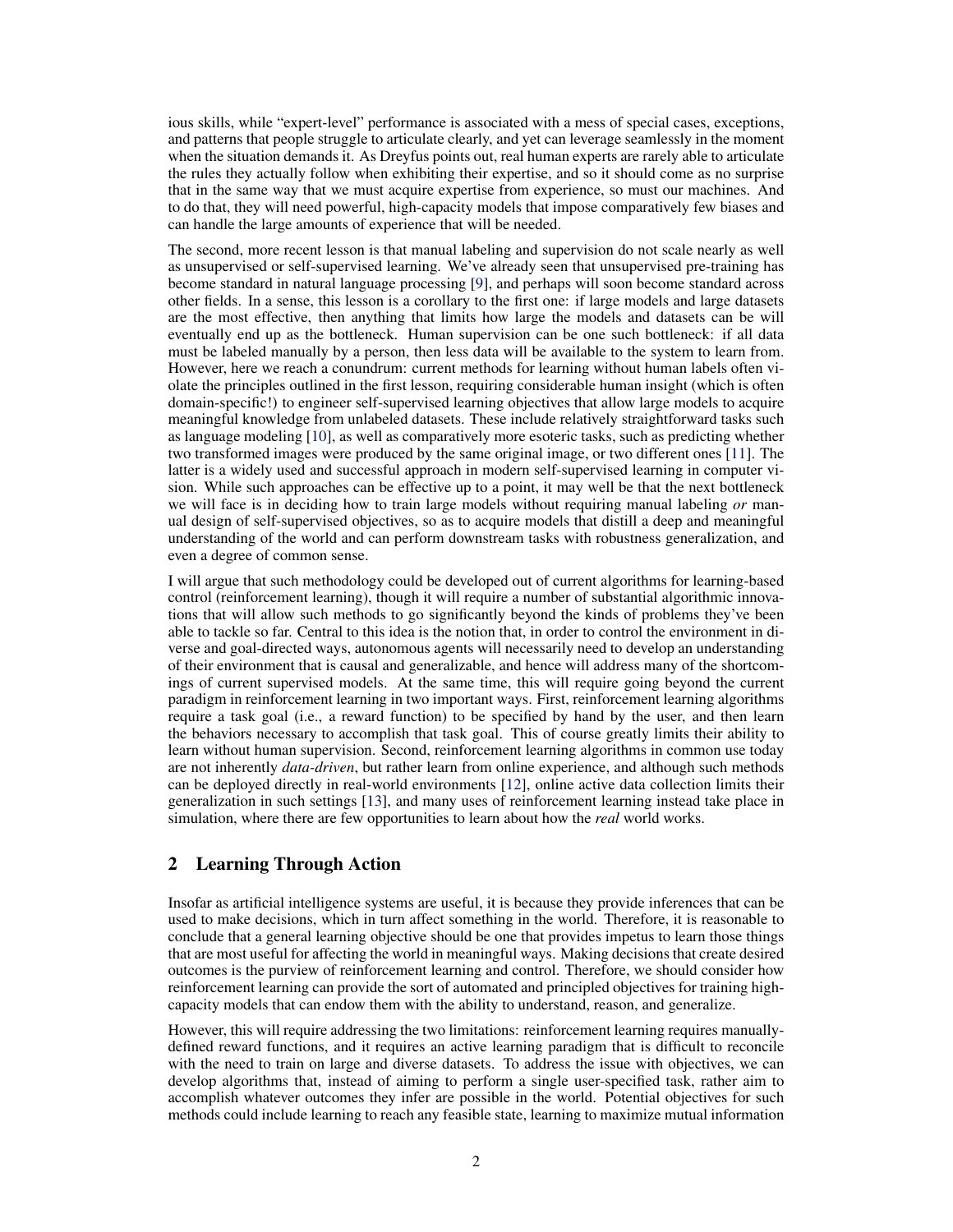ious skills, while "expert-level" performance is associated with a mess of special cases, exceptions, and patterns that people struggle to articulate clearly, and yet can leverage seamlessly in the moment when the situation demands it. As Dreyfus points out, real human experts are rarely able to articulate the rules they actually follow when exhibiting their expertise, and so it should come as no surprise that in the same way that we must acquire expertise from experience, so must our machines. And to do that, they will need powerful, high-capacity models that impose comparatively few biases and can handle the large amounts of experience that will be needed.

The second, more recent lesson is that manual labeling and supervision do not scale nearly as well as unsupervised or self-supervised learning. We've already seen that unsupervised pre-training has become standard in natural language processing [9], and perhaps will soon become standard across other fields. In a sense, this lesson is a corollary to the first one: if large models and large datasets are the most effective, then anything that limits how large the models and datasets can be will eventually end up as the bottleneck. Human supervision can be one such bottleneck: if all data must be labeled manually by a person, then less data will be available to the system to learn from. However, here we reach a conundrum: current methods for learning without human labels often violate the principles outlined in the first lesson, requiring considerable human insight (which is often domain-specific!) to engineer self-supervised learning objectives that allow large models to acquire meaningful knowledge from unlabeled datasets. These include relatively straightforward tasks such as language modeling [10], as well as comparatively more esoteric tasks, such as predicting whether two transformed images were produced by the same original image, or two different ones [11]. The latter is a widely used and successful approach in modern self-supervised learning in computer vision. While such approaches can be effective up to a point, it may well be that the next bottleneck we will face is in deciding how to train large models without requiring manual labeling *or* manual design of self-supervised objectives, so as to acquire models that distill a deep and meaningful understanding of the world and can perform downstream tasks with robustness generalization, and even a degree of common sense.

I will argue that such methodology could be developed out of current algorithms for learning-based control (reinforcement learning), though it will require a number of substantial algorithmic innovations that will allow such methods to go significantly beyond the kinds of problems they've been able to tackle so far. Central to this idea is the notion that, in order to control the environment in diverse and goal-directed ways, autonomous agents will necessarily need to develop an understanding of their environment that is causal and generalizable, and hence will address many of the shortcomings of current supervised models. At the same time, this will require going beyond the current paradigm in reinforcement learning in two important ways. First, reinforcement learning algorithms require a task goal (i.e., a reward function) to be specified by hand by the user, and then learn the behaviors necessary to accomplish that task goal. This of course greatly limits their ability to learn without human supervision. Second, reinforcement learning algorithms in common use today are not inherently *data-driven*, but rather learn from online experience, and although such methods can be deployed directly in real-world environments [12], online active data collection limits their generalization in such settings [13], and many uses of reinforcement learning instead take place in simulation, where there are few opportunities to learn about how the *real* world works.

## 2 Learning Through Action

Insofar as artificial intelligence systems are useful, it is because they provide inferences that can be used to make decisions, which in turn affect something in the world. Therefore, it is reasonable to conclude that a general learning objective should be one that provides impetus to learn those things that are most useful for affecting the world in meaningful ways. Making decisions that create desired outcomes is the purview of reinforcement learning and control. Therefore, we should consider how reinforcement learning can provide the sort of automated and principled objectives for training high-capacity models that can endow them with the ability to understand, reason, and generalize.

However, this will require addressing the two limitations: reinforcement learning requires manually-defined reward functions, and it requires an active learning paradigm that is difficult to reconcile with the need to train on large and diverse datasets. To address the issue with objectives, we can develop algorithms that, instead of aiming to perform a single user-specified task, rather aim to accomplish whatever outcomes they infer are possible in the world. Potential objectives for such methods could include learning to reach any feasible state, learning to maximize mutual information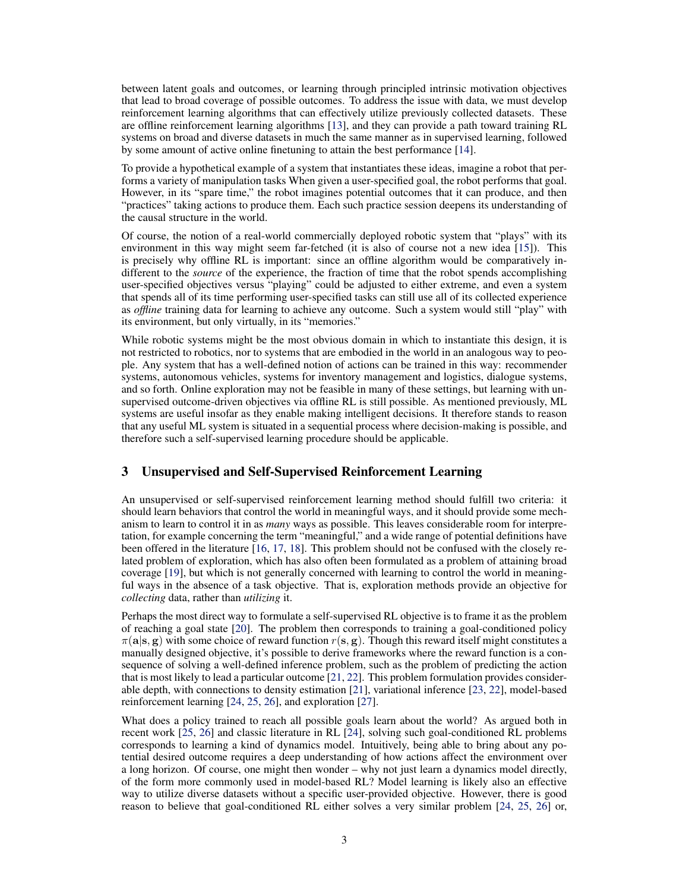between latent goals and outcomes, or learning through principled intrinsic motivation objectives that lead to broad coverage of possible outcomes. To address the issue with data, we must develop reinforcement learning algorithms that can effectively utilize previously collected datasets. These are offline reinforcement learning algorithms [13], and they can provide a path toward training RL systems on broad and diverse datasets in much the same manner as in supervised learning, followed by some amount of active online finetuning to attain the best performance [14].

To provide a hypothetical example of a system that instantiates these ideas, imagine a robot that performs a variety of manipulation tasks When given a user-specified goal, the robot performs that goal. However, in its "spare time," the robot imagines potential outcomes that it can produce, and then "practices" taking actions to produce them. Each such practice session deepens its understanding of the causal structure in the world.

Of course, the notion of a real-world commercially deployed robotic system that "plays" with its environment in this way might seem far-fetched (it is also of course not a new idea [15]). This is precisely why offline RL is important: since an offline algorithm would be comparatively indifferent to the *source* of the experience, the fraction of time that the robot spends accomplishing user-specified objectives versus "playing" could be adjusted to either extreme, and even a system that spends all of its time performing user-specified tasks can still use all of its collected experience as *offline* training data for learning to achieve any outcome. Such a system would still "play" with its environment, but only virtually, in its "memories."

While robotic systems might be the most obvious domain in which to instantiate this design, it is not restricted to robotics, nor to systems that are embodied in the world in an analogous way to people. Any system that has a well-defined notion of actions can be trained in this way: recommender systems, autonomous vehicles, systems for inventory management and logistics, dialogue systems, and so forth. Online exploration may not be feasible in many of these settings, but learning with unsupervised outcome-driven objectives via offline RL is still possible. As mentioned previously, ML systems are useful insofar as they enable making intelligent decisions. It therefore stands to reason that any useful ML system is situated in a sequential process where decision-making is possible, and therefore such a self-supervised learning procedure should be applicable.

## 3 Unsupervised and Self-Supervised Reinforcement Learning

An unsupervised or self-supervised reinforcement learning method should fulfill two criteria: it should learn behaviors that control the world in meaningful ways, and it should provide some mechanism to learn to control it in as *many* ways as possible. This leaves considerable room for interpretation, for example concerning the term "meaningful," and a wide range of potential definitions have been offered in the literature [16, 17, 18]. This problem should not be confused with the closely related problem of exploration, which has also often been formulated as a problem of attaining broad coverage [19], but which is not generally concerned with learning to control the world in meaningful ways in the absence of a task objective. That is, exploration methods provide an objective for *collecting* data, rather than *utilizing* it.

Perhaps the most direct way to formulate a self-supervised RL objective is to frame it as the problem of reaching a goal state [20]. The problem then corresponds to training a goal-conditioned policy $\pi(\mathbf{a}|\mathbf{s}, \mathbf{g})$ with some choice of reward function $r(\mathbf{s}, \mathbf{g})$. Though this reward itself might constitutes a manually designed objective, it's possible to derive frameworks where the reward function is a consequence of solving a well-defined inference problem, such as the problem of predicting the action that is most likely to lead a particular outcome [21, 22]. This problem formulation provides considerable depth, with connections to density estimation [21], variational inference [23, 22], model-based reinforcement learning [24, 25, 26], and exploration [27].

What does a policy trained to reach all possible goals learn about the world? As argued both in recent work [25, 26] and classic literature in RL [24], solving such goal-conditioned RL problems corresponds to learning a kind of dynamics model. Intuitively, being able to bring about any potential desired outcome requires a deep understanding of how actions affect the environment over a long horizon. Of course, one might then wonder – why not just learn a dynamics model directly, of the form more commonly used in model-based RL? Model learning is likely also an effective way to utilize diverse datasets without a specific user-provided objective. However, there is good reason to believe that goal-conditioned RL either solves a very similar problem [24, 25, 26] or,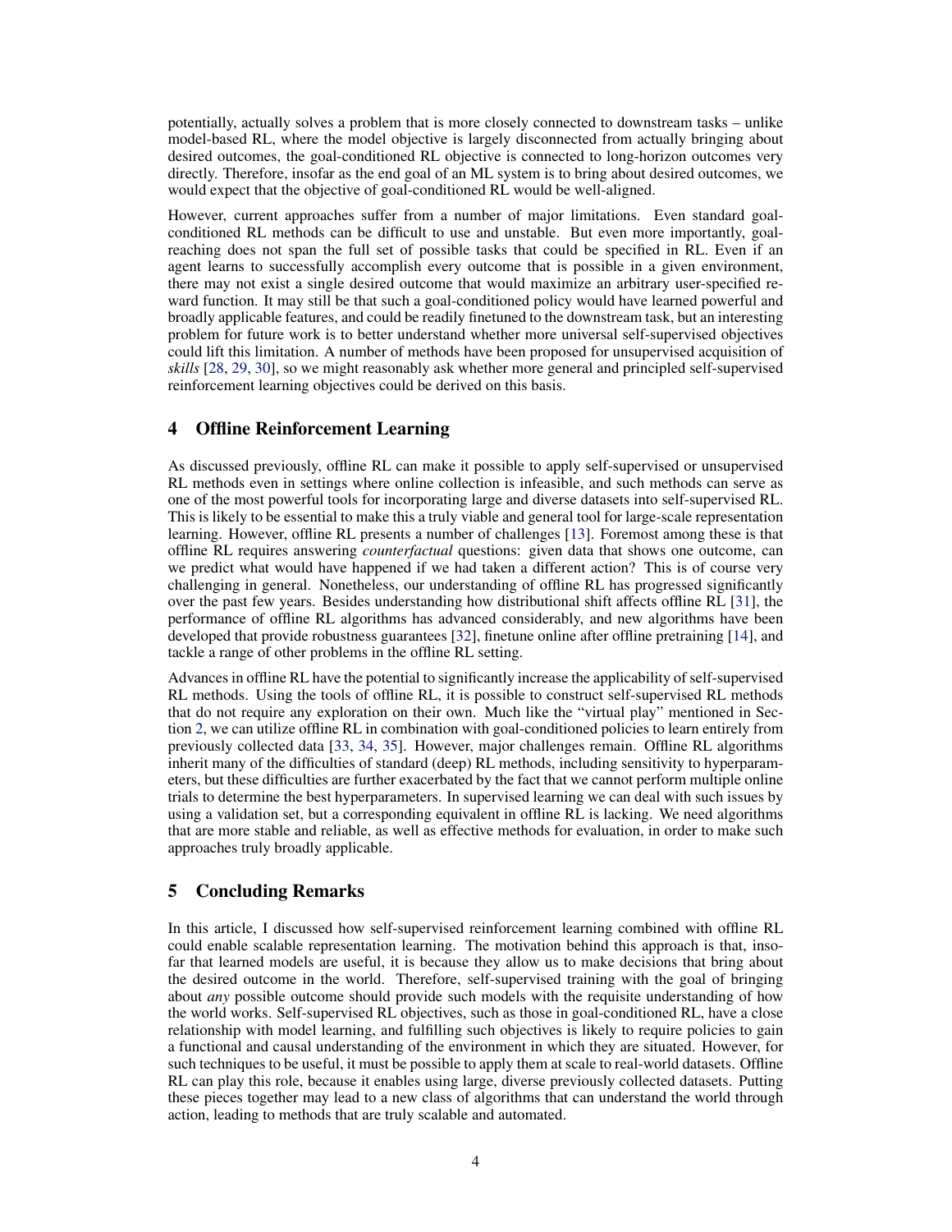potentially, actually solves a problem that is more closely connected to downstream tasks – unlike model-based RL, where the model objective is largely disconnected from actually bringing about desired outcomes, the goal-conditioned RL objective is connected to long-horizon outcomes very directly. Therefore, insofar as the end goal of an ML system is to bring about desired outcomes, we would expect that the objective of goal-conditioned RL would be well-aligned.

However, current approaches suffer from a number of major limitations. Even standard goal-conditioned RL methods can be difficult to use and unstable. But even more importantly, goal-reaching does not span the full set of possible tasks that could be specified in RL. Even if an agent learns to successfully accomplish every outcome that is possible in a given environment, there may not exist a single desired outcome that would maximize an arbitrary user-specified reward function. It may still be that such a goal-conditioned policy would have learned powerful and broadly applicable features, and could be readily finetuned to the downstream task, but an interesting problem for future work is to better understand whether more universal self-supervised objectives could lift this limitation. A number of methods have been proposed for unsupervised acquisition of *skills* [28, 29, 30], so we might reasonably ask whether more general and principled self-supervised reinforcement learning objectives could be derived on this basis.

## 4 Offline Reinforcement Learning

As discussed previously, offline RL can make it possible to apply self-supervised or unsupervised RL methods even in settings where online collection is infeasible, and such methods can serve as one of the most powerful tools for incorporating large and diverse datasets into self-supervised RL. This is likely to be essential to make this a truly viable and general tool for large-scale representation learning. However, offline RL presents a number of challenges [13]. Foremost among these is that offline RL requires answering *counterfactual* questions: given data that shows one outcome, can we predict what would have happened if we had taken a different action? This is of course very challenging in general. Nonetheless, our understanding of offline RL has progressed significantly over the past few years. Besides understanding how distributional shift affects offline RL [31], the performance of offline RL algorithms has advanced considerably, and new algorithms have been developed that provide robustness guarantees [32], finetune online after offline pretraining [14], and tackle a range of other problems in the offline RL setting.

Advances in offline RL have the potential to significantly increase the applicability of self-supervised RL methods. Using the tools of offline RL, it is possible to construct self-supervised RL methods that do not require any exploration on their own. Much like the "virtual play" mentioned in Section 2, we can utilize offline RL in combination with goal-conditioned policies to learn entirely from previously collected data [33, 34, 35]. However, major challenges remain. Offline RL algorithms inherit many of the difficulties of standard (deep) RL methods, including sensitivity to hyperparameters, but these difficulties are further exacerbated by the fact that we cannot perform multiple online trials to determine the best hyperparameters. In supervised learning we can deal with such issues by using a validation set, but a corresponding equivalent in offline RL is lacking. We need algorithms that are more stable and reliable, as well as effective methods for evaluation, in order to make such approaches truly broadly applicable.

## 5 Concluding Remarks

In this article, I discussed how self-supervised reinforcement learning combined with offline RL could enable scalable representation learning. The motivation behind this approach is that, insofar that learned models are useful, it is because they allow us to make decisions that bring about the desired outcome in the world. Therefore, self-supervised training with the goal of bringing about *any* possible outcome should provide such models with the requisite understanding of how the world works. Self-supervised RL objectives, such as those in goal-conditioned RL, have a close relationship with model learning, and fulfilling such objectives is likely to require policies to gain a functional and causal understanding of the environment in which they are situated. However, for such techniques to be useful, it must be possible to apply them at scale to real-world datasets. Offline RL can play this role, because it enables using large, diverse previously collected datasets. Putting these pieces together may lead to a new class of algorithms that can understand the world through action, leading to methods that are truly scalable and automated.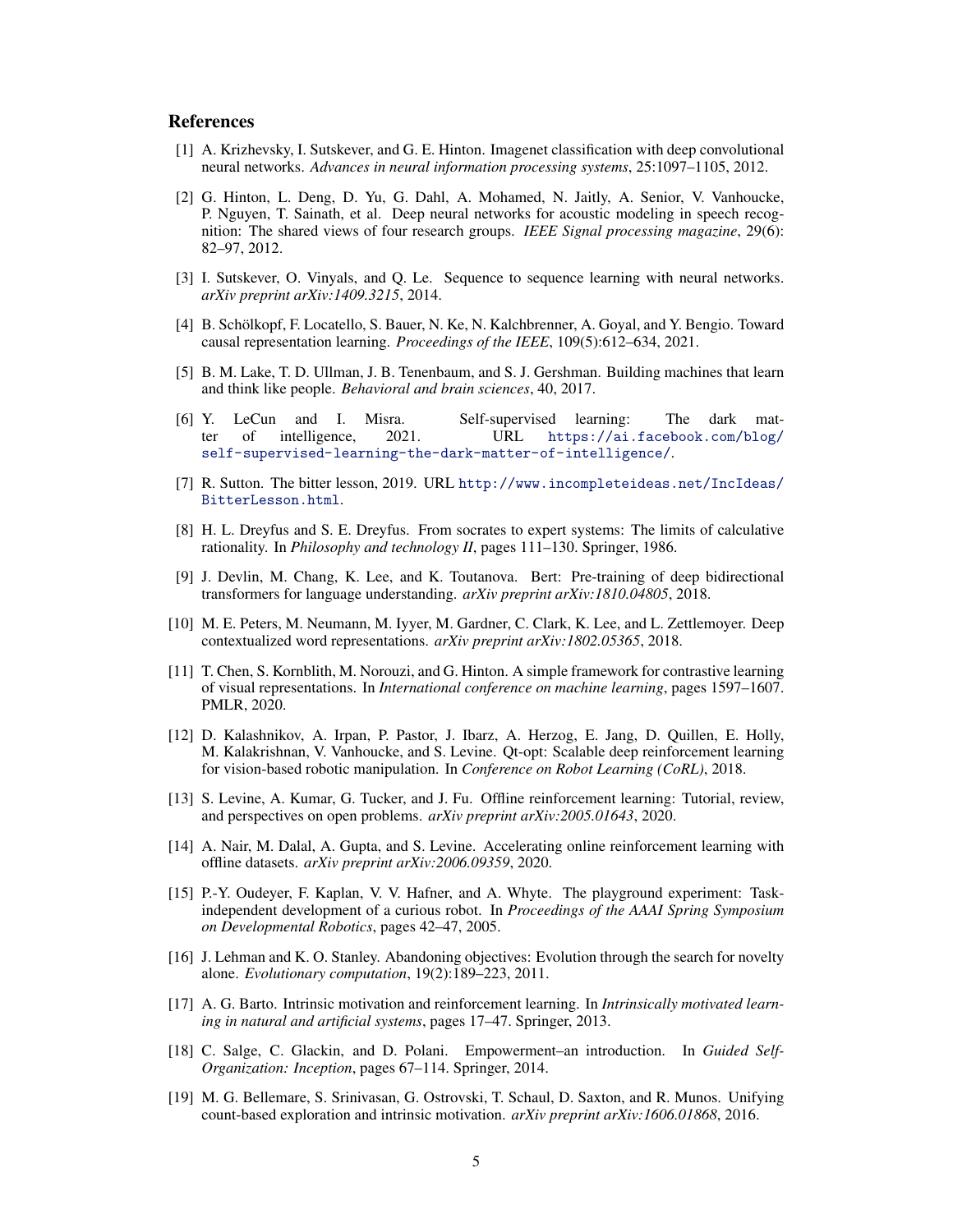## References

[1] A. Krizhevsky, I. Sutskever, and G. E. Hinton. Imagenet classification with deep convolutional neural networks. *Advances in neural information processing systems*, 25:1097–1105, 2012.

[2] G. Hinton, L. Deng, D. Yu, G. Dahl, A. Mohamed, N. Jaitly, A. Senior, V. Vanhoucke, P. Nguyen, T. Sainath, et al. Deep neural networks for acoustic modeling in speech recognition: The shared views of four research groups. *IEEE Signal processing magazine*, 29(6): 82–97, 2012.

[3] I. Sutskever, O. Vinyals, and Q. Le. Sequence to sequence learning with neural networks. *arXiv preprint arXiv:1409.3215*, 2014.

[4] B. Schölkopf, F. Locatello, S. Bauer, N. Ke, N. Kalchbrenner, A. Goyal, and Y. Bengio. Toward causal representation learning. *Proceedings of the IEEE*, 109(5):612–634, 2021.

[5] B. M. Lake, T. D. Ullman, J. B. Tenenbaum, and S. J. Gershman. Building machines that learn and think like people. *Behavioral and brain sciences*, 40, 2017.

[6] Y. LeCun and I. Misra. Self-supervised learning: The dark matter of intelligence, 2021. URL https://ai.facebook.com/blog/self-supervised-learning-the-dark-matter-of-intelligence/.

[7] R. Sutton. The bitter lesson, 2019. URL http://www.incompleteideas.net/IncIdeas/BitterLesson.html.

[8] H. L. Dreyfus and S. E. Dreyfus. From socrates to expert systems: The limits of calculative rationality. In *Philosophy and technology II*, pages 111–130. Springer, 1986.

[9] J. Devlin, M. Chang, K. Lee, and K. Toutanova. Bert: Pre-training of deep bidirectional transformers for language understanding. *arXiv preprint arXiv:1810.04805*, 2018.

[10] M. E. Peters, M. Neumann, M. Iyyer, M. Gardner, C. Clark, K. Lee, and L. Zettlemoyer. Deep contextualized word representations. *arXiv preprint arXiv:1802.05365*, 2018.

[11] T. Chen, S. Kornblith, M. Norouzi, and G. Hinton. A simple framework for contrastive learning of visual representations. In *International conference on machine learning*, pages 1597–1607. PMLR, 2020.

[12] D. Kalashnikov, A. Irpan, P. Pastor, J. Ibarz, A. Herzog, E. Jang, D. Quillen, E. Holly, M. Kalakrishnan, V. Vanhoucke, and S. Levine. Qt-opt: Scalable deep reinforcement learning for vision-based robotic manipulation. In *Conference on Robot Learning (CoRL)*, 2018.

[13] S. Levine, A. Kumar, G. Tucker, and J. Fu. Offline reinforcement learning: Tutorial, review, and perspectives on open problems. *arXiv preprint arXiv:2005.01643*, 2020.

[14] A. Nair, M. Dalal, A. Gupta, and S. Levine. Accelerating online reinforcement learning with offline datasets. *arXiv preprint arXiv:2006.09359*, 2020.

[15] P.-Y. Oudeyer, F. Kaplan, V. V. Hafner, and A. Whyte. The playground experiment: Task-independent development of a curious robot. In *Proceedings of the AAAI Spring Symposium on Developmental Robotics*, pages 42–47, 2005.

[16] J. Lehman and K. O. Stanley. Abandoning objectives: Evolution through the search for novelty alone. *Evolutionary computation*, 19(2):189–223, 2011.

[17] A. G. Barto. Intrinsic motivation and reinforcement learning. In *Intrinsically motivated learning in natural and artificial systems*, pages 17–47. Springer, 2013.

[18] C. Salge, C. Glackin, and D. Polani. Empowerment–an introduction. In *Guided Self-Organization: Inception*, pages 67–114. Springer, 2014.

[19] M. G. Bellemare, S. Srinivasan, G. Ostrovski, T. Schaul, D. Saxton, and R. Munos. Unifying count-based exploration and intrinsic motivation. *arXiv preprint arXiv:1606.01868*, 2016.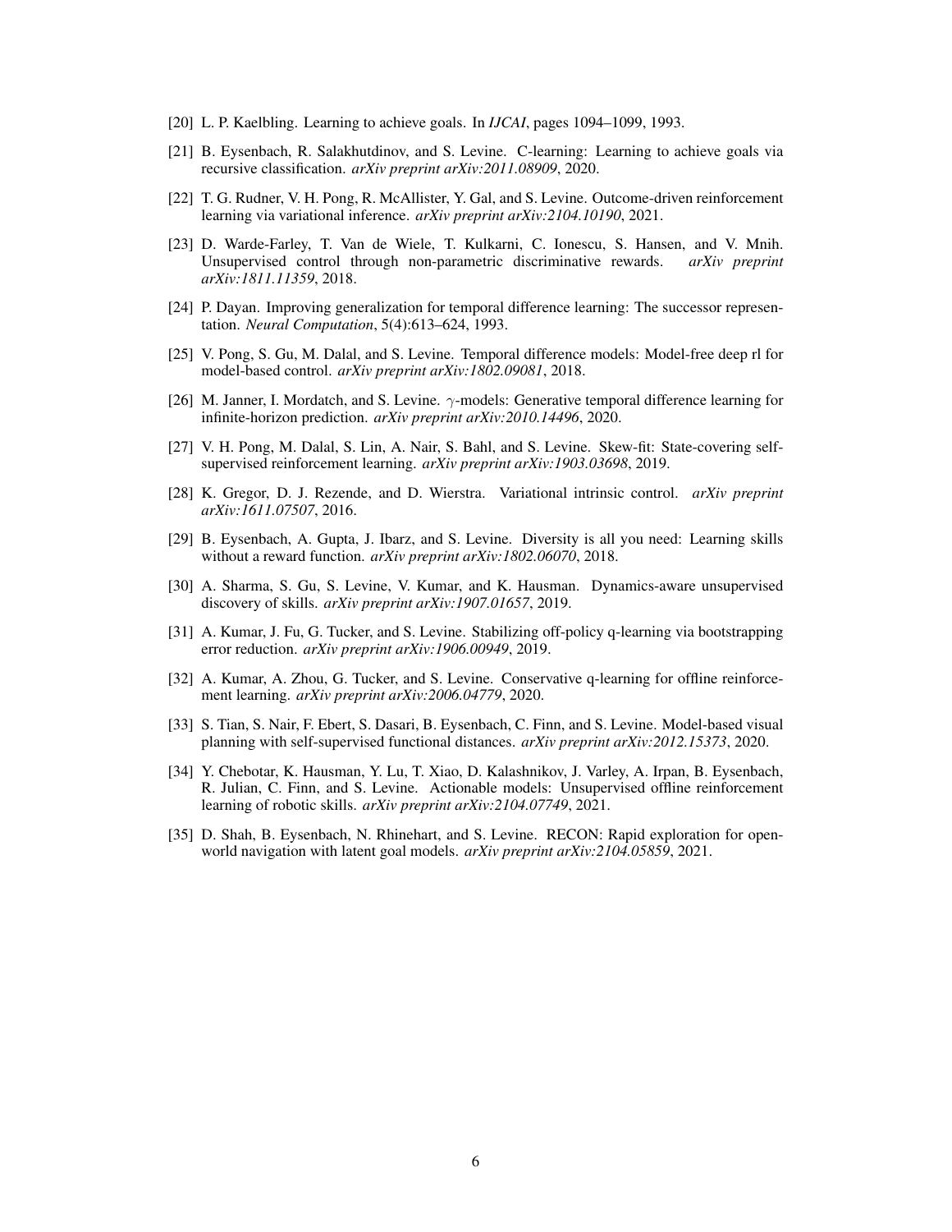[20] L. P. Kaelbling. Learning to achieve goals. In *IJCAI*, pages 1094–1099, 1993.

[21] B. Eysenbach, R. Salakhutdinov, and S. Levine. C-learning: Learning to achieve goals via recursive classification. *arXiv preprint arXiv:2011.08909*, 2020.

[22] T. G. Rudner, V. H. Pong, R. McAllister, Y. Gal, and S. Levine. Outcome-driven reinforcement learning via variational inference. *arXiv preprint arXiv:2104.10190*, 2021.

[23] D. Warde-Farley, T. Van de Wiele, T. Kulkarni, C. Ionescu, S. Hansen, and V. Mnih. Unsupervised control through non-parametric discriminative rewards. *arXiv preprint arXiv:1811.11359*, 2018.

[24] P. Dayan. Improving generalization for temporal difference learning: The successor representation. *Neural Computation*, 5(4):613–624, 1993.

[25] V. Pong, S. Gu, M. Dalal, and S. Levine. Temporal difference models: Model-free deep rl for model-based control. *arXiv preprint arXiv:1802.09081*, 2018.

[26] M. Janner, I. Mordatch, and S. Levine. $\gamma$-models: Generative temporal difference learning for infinite-horizon prediction. *arXiv preprint arXiv:2010.14496*, 2020.

[27] V. H. Pong, M. Dalal, S. Lin, A. Nair, S. Bahl, and S. Levine. Skew-fit: State-covering self-supervised reinforcement learning. *arXiv preprint arXiv:1903.03698*, 2019.

[28] K. Gregor, D. J. Rezende, and D. Wierstra. Variational intrinsic control. *arXiv preprint arXiv:1611.07507*, 2016.

[29] B. Eysenbach, A. Gupta, J. Ibarz, and S. Levine. Diversity is all you need: Learning skills without a reward function. *arXiv preprint arXiv:1802.06070*, 2018.

[30] A. Sharma, S. Gu, S. Levine, V. Kumar, and K. Hausman. Dynamics-aware unsupervised discovery of skills. *arXiv preprint arXiv:1907.01657*, 2019.

[31] A. Kumar, J. Fu, G. Tucker, and S. Levine. Stabilizing off-policy q-learning via bootstrapping error reduction. *arXiv preprint arXiv:1906.00949*, 2019.

[32] A. Kumar, A. Zhou, G. Tucker, and S. Levine. Conservative q-learning for offline reinforcement learning. *arXiv preprint arXiv:2006.04779*, 2020.

[33] S. Tian, S. Nair, F. Ebert, S. Dasari, B. Eysenbach, C. Finn, and S. Levine. Model-based visual planning with self-supervised functional distances. *arXiv preprint arXiv:2012.15373*, 2020.

[34] Y. Chebotar, K. Hausman, Y. Lu, T. Xiao, D. Kalashnikov, J. Varley, A. Irpan, B. Eysenbach, R. Julian, C. Finn, and S. Levine. Actionable models: Unsupervised offline reinforcement learning of robotic skills. *arXiv preprint arXiv:2104.07749*, 2021.

[35] D. Shah, B. Eysenbach, N. Rhinehart, and S. Levine. RECON: Rapid exploration for open-world navigation with latent goal models. *arXiv preprint arXiv:2104.05859*, 2021.